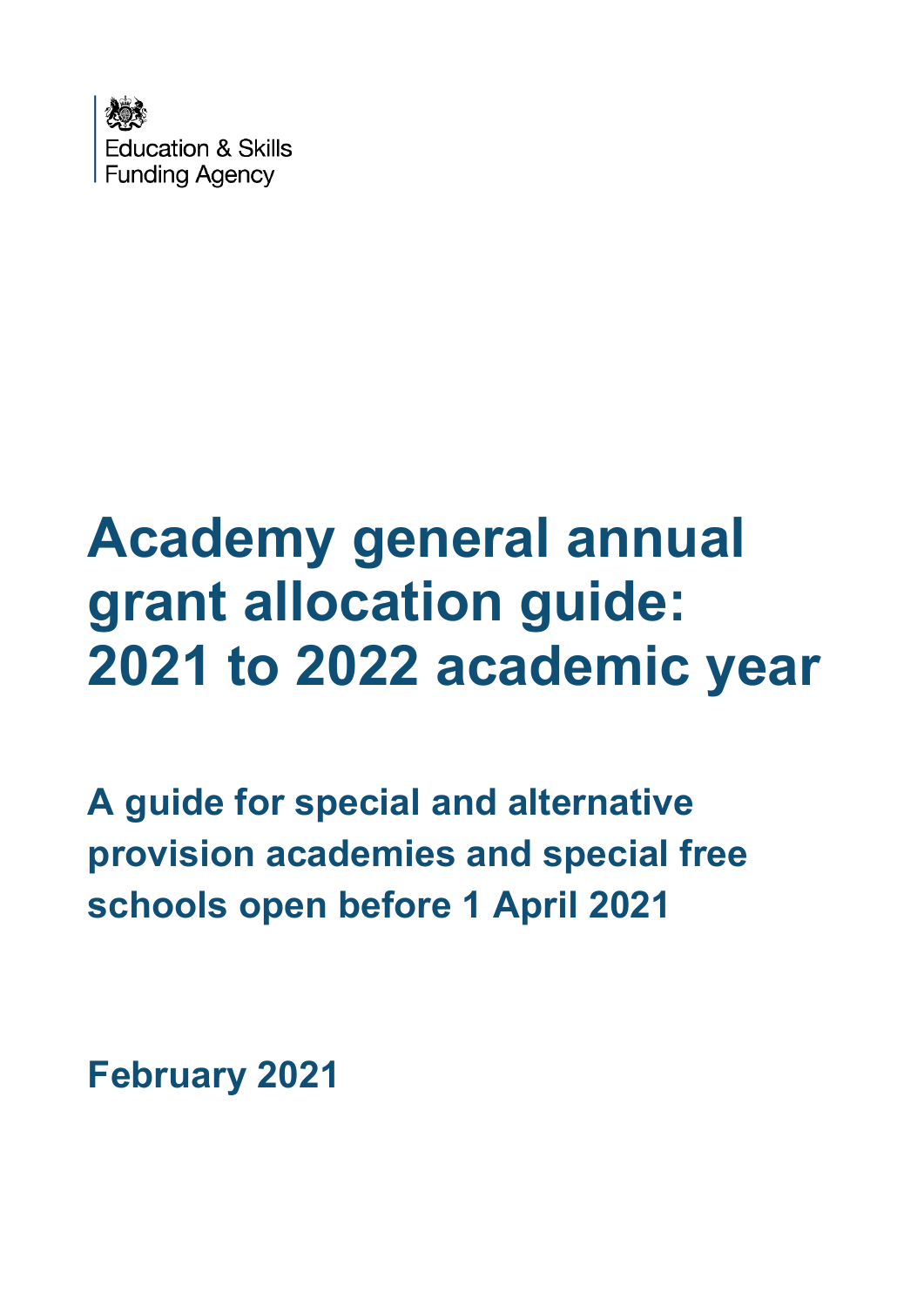Education & Skills Funding Agency

# Academy general annual grant allocation guide: 2021 to 2022 academic year

## A guide for special and alternative provision academies and special free schools open before 1 April 2021

**February 2021**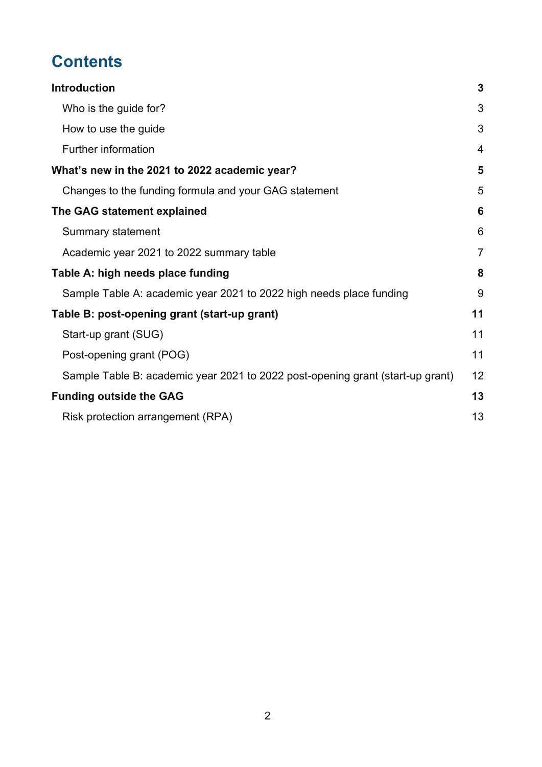# Contents

**Introduction** **3**

- Who is the guide for? 3
- How to use the guide 3
- Further information 4

**What's new in the 2021 to 2022 academic year?** **5**

- Changes to the funding formula and your GAG statement 5

**The GAG statement explained** **6**

- Summary statement 6
- Academic year 2021 to 2022 summary table 7

**Table A: high needs place funding** **8**

- Sample Table A: academic year 2021 to 2022 high needs place funding 9

**Table B: post-opening grant (start-up grant)** **11**

- Start-up grant (SUG) 11
- Post-opening grant (POG) 11
- Sample Table B: academic year 2021 to 2022 post-opening grant (start-up grant) 12

**Funding outside the GAG** **13**

- Risk protection arrangement (RPA) 13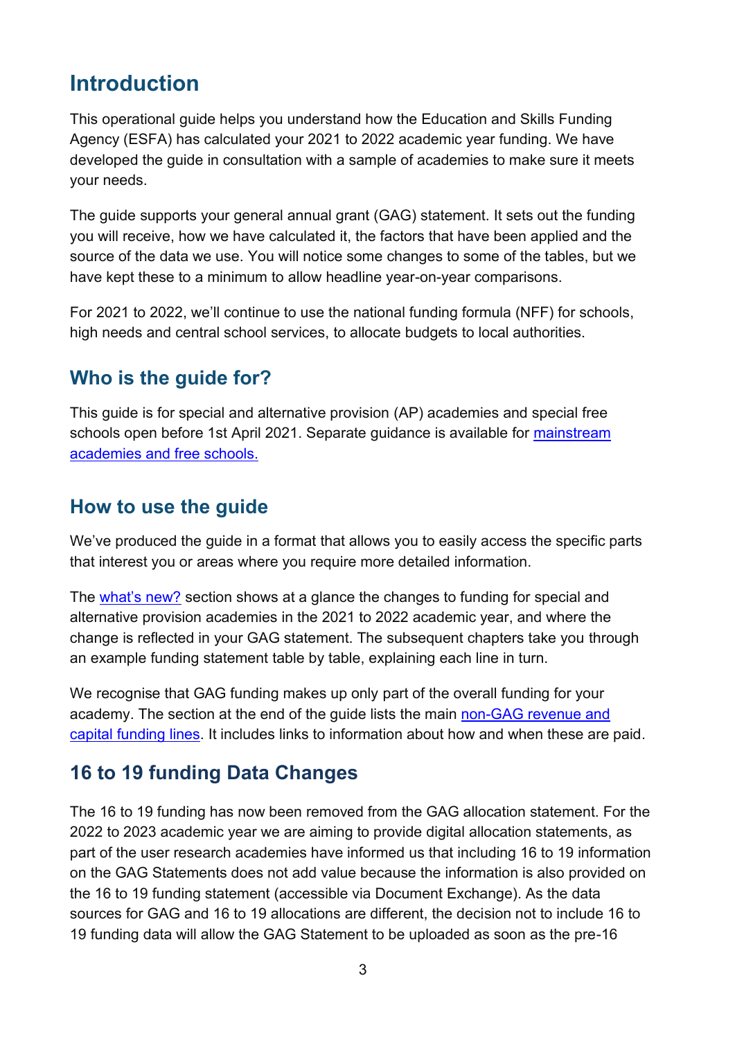## Introduction

This operational guide helps you understand how the Education and Skills Funding Agency (ESFA) has calculated your 2021 to 2022 academic year funding. We have developed the guide in consultation with a sample of academies to make sure it meets your needs.

The guide supports your general annual grant (GAG) statement. It sets out the funding you will receive, how we have calculated it, the factors that have been applied and the source of the data we use. You will notice some changes to some of the tables, but we have kept these to a minimum to allow headline year-on-year comparisons.

For 2021 to 2022, we'll continue to use the national funding formula (NFF) for schools, high needs and central school services, to allocate budgets to local authorities.

### Who is the guide for?

This guide is for special and alternative provision (AP) academies and special free schools open before 1st April 2021. Separate guidance is available for [mainstream academies and free schools.]()

### How to use the guide

We've produced the guide in a format that allows you to easily access the specific parts that interest you or areas where you require more detailed information.

The [what's new?]() section shows at a glance the changes to funding for special and alternative provision academies in the 2021 to 2022 academic year, and where the change is reflected in your GAG statement. The subsequent chapters take you through an example funding statement table by table, explaining each line in turn.

We recognise that GAG funding makes up only part of the overall funding for your academy. The section at the end of the guide lists the main [non-GAG revenue and capital funding lines](). It includes links to information about how and when these are paid.

### 16 to 19 funding Data Changes

The 16 to 19 funding has now been removed from the GAG allocation statement. For the 2022 to 2023 academic year we are aiming to provide digital allocation statements, as part of the user research academies have informed us that including 16 to 19 information on the GAG Statements does not add value because the information is also provided on the 16 to 19 funding statement (accessible via Document Exchange). As the data sources for GAG and 16 to 19 allocations are different, the decision not to include 16 to 19 funding data will allow the GAG Statement to be uploaded as soon as the pre-16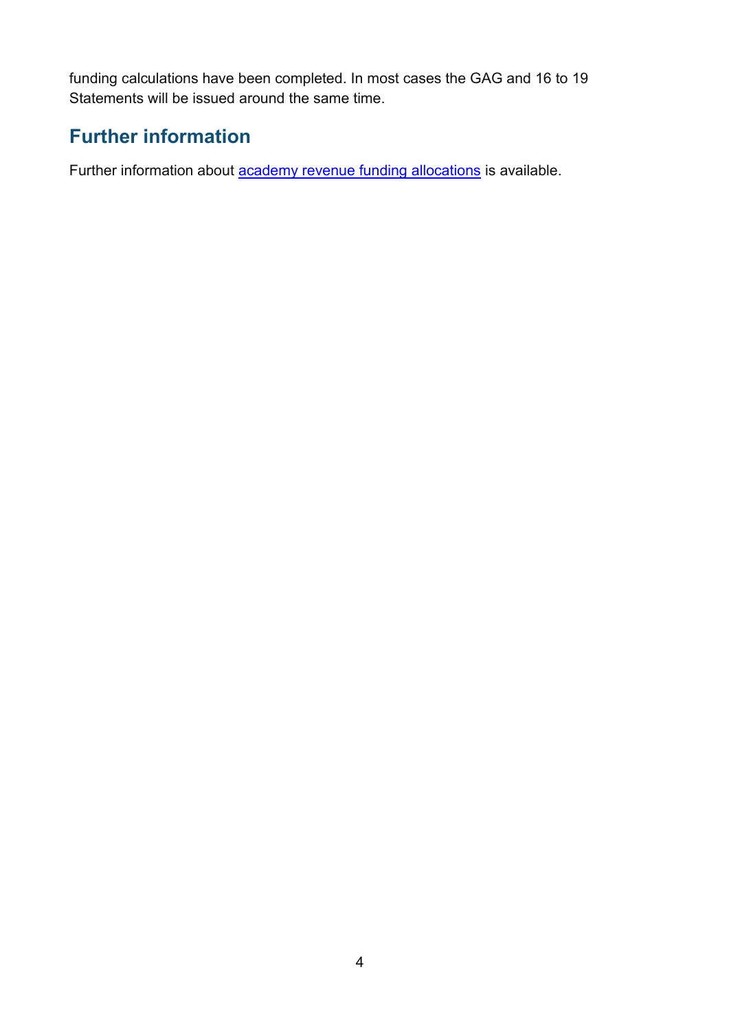funding calculations have been completed. In most cases the GAG and 16 to 19 Statements will be issued around the same time.

## Further information

Further information about academy revenue funding allocations is available.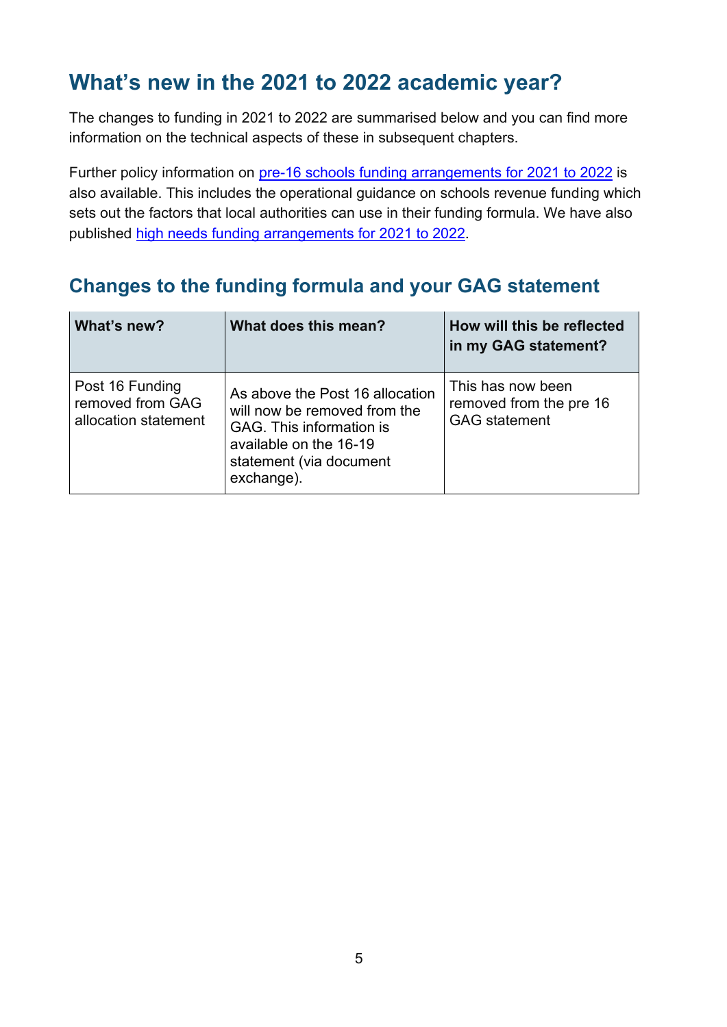## What's new in the 2021 to 2022 academic year?

The changes to funding in 2021 to 2022 are summarised below and you can find more information on the technical aspects of these in subsequent chapters.

Further policy information on pre-16 schools funding arrangements for 2021 to 2022 is also available. This includes the operational guidance on schools revenue funding which sets out the factors that local authorities can use in their funding formula. We have also published high needs funding arrangements for 2021 to 2022.

### Changes to the funding formula and your GAG statement

| What's new? | What does this mean? | How will this be reflected in my GAG statement? |
| --- | --- | --- |
| Post 16 Funding removed from GAG allocation statement | As above the Post 16 allocation will now be removed from the GAG. This information is available on the 16-19 statement (via document exchange). | This has now been removed from the pre 16 GAG statement |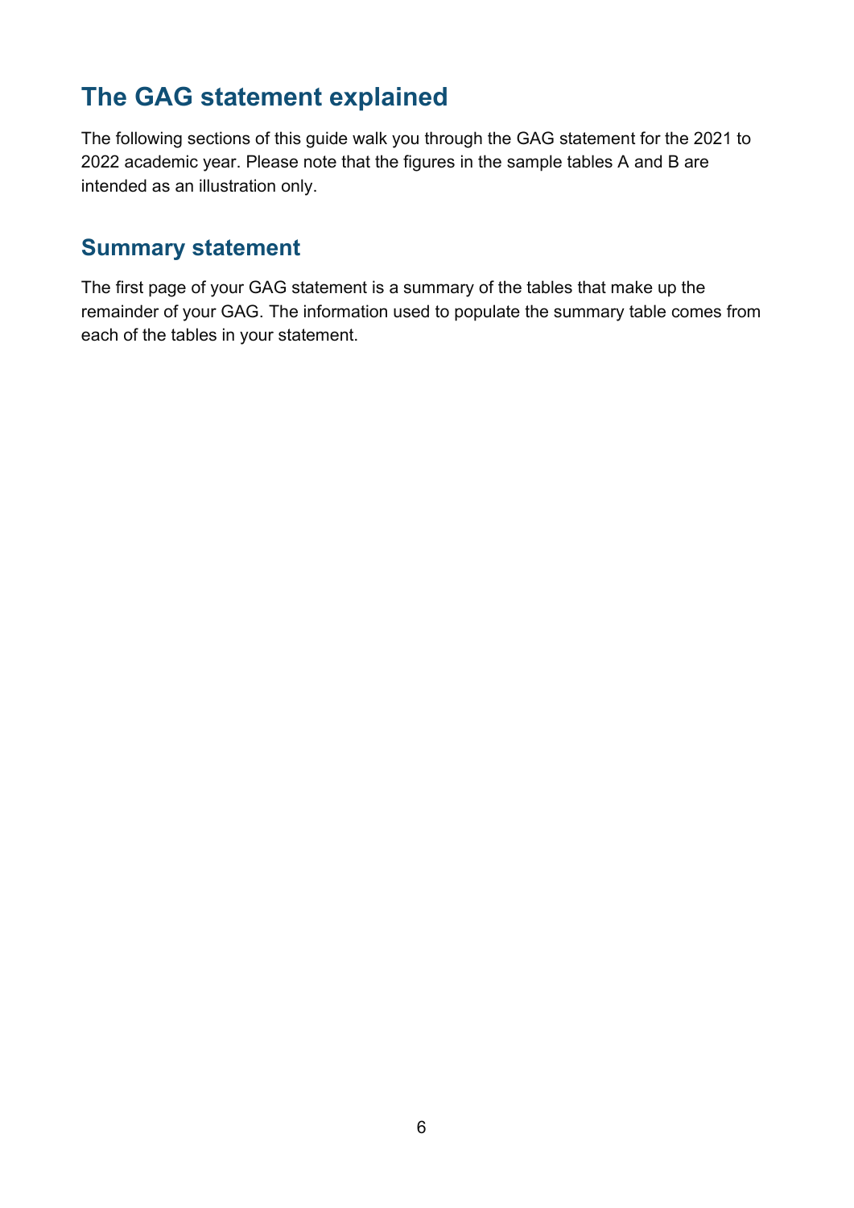## The GAG statement explained

The following sections of this guide walk you through the GAG statement for the 2021 to 2022 academic year. Please note that the figures in the sample tables A and B are intended as an illustration only.

### Summary statement

The first page of your GAG statement is a summary of the tables that make up the remainder of your GAG. The information used to populate the summary table comes from each of the tables in your statement.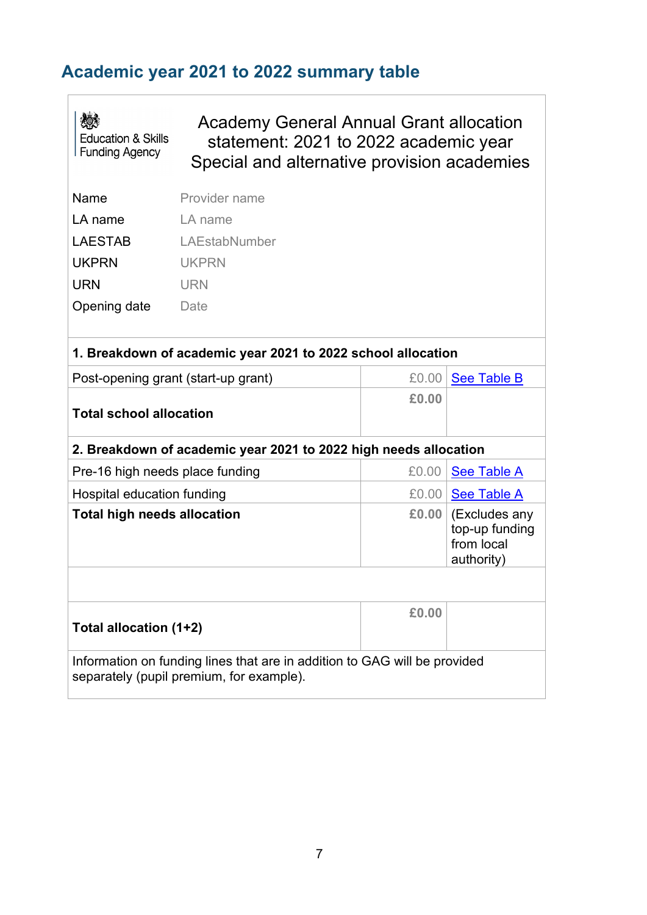## Academic year 2021 to 2022 summary table

Education & Skills Funding Agency

Academy General Annual Grant allocation statement: 2021 to 2022 academic year
Special and alternative provision academies

| | |
|---|---|
| Name | Provider name |
| LA name | LA name |
| LAESTAB | LAEstabNumber |
| UKPRN | UKPRN |
| URN | URN |
| Opening date | Date |

| **1. Breakdown of academic year 2021 to 2022 school allocation** | | |
|---|---|---|
| Post-opening grant (start-up grant) | £0.00 | See Table B |
| **Total school allocation** | **£0.00** | |
| **2. Breakdown of academic year 2021 to 2022 high needs allocation** | | |
| Pre-16 high needs place funding | £0.00 | See Table A |
| Hospital education funding | £0.00 | See Table A |
| **Total high needs allocation** | **£0.00** | (Excludes any top-up funding from local authority) |
| | | |
| **Total allocation (1+2)** | **£0.00** | |
| Information on funding lines that are in addition to GAG will be provided separately (pupil premium, for example). | | |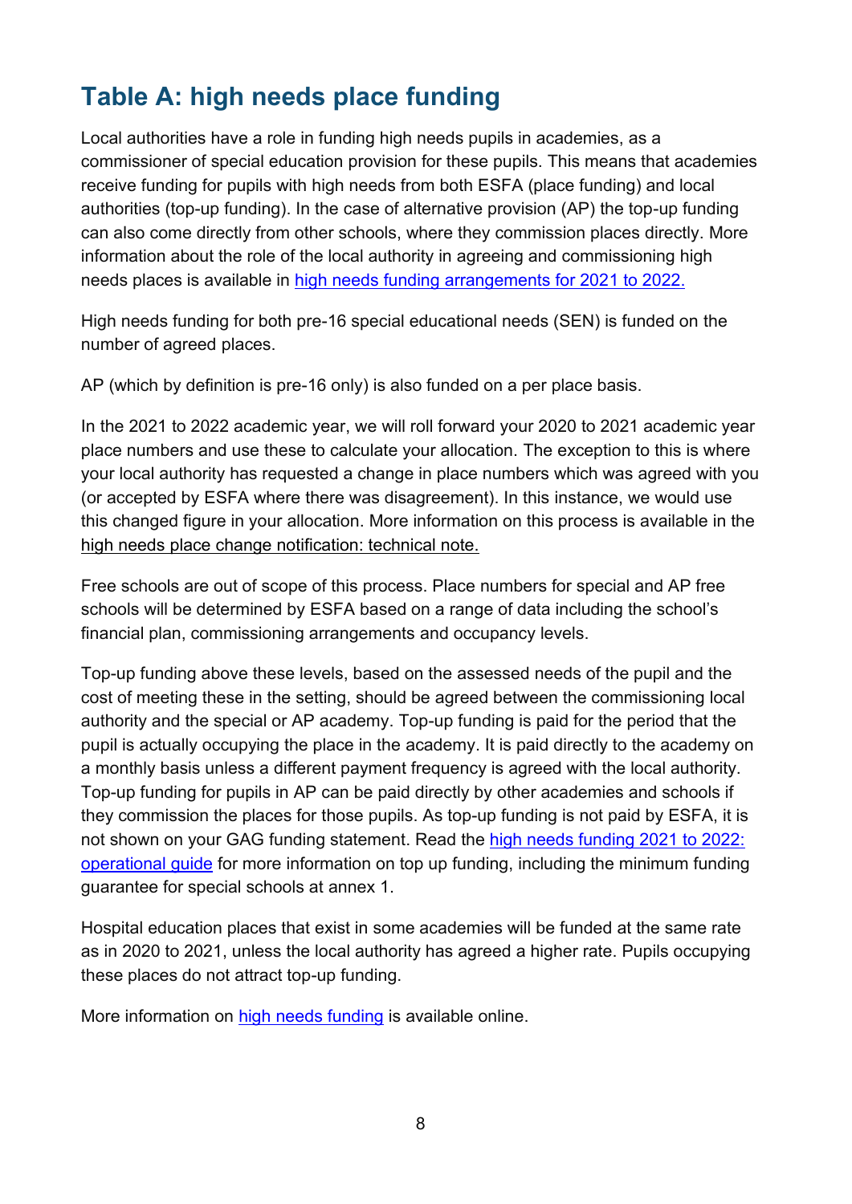## Table A: high needs place funding

Local authorities have a role in funding high needs pupils in academies, as a commissioner of special education provision for these pupils. This means that academies receive funding for pupils with high needs from both ESFA (place funding) and local authorities (top-up funding). In the case of alternative provision (AP) the top-up funding can also come directly from other schools, where they commission places directly. More information about the role of the local authority in agreeing and commissioning high needs places is available in high needs funding arrangements for 2021 to 2022.

High needs funding for both pre-16 special educational needs (SEN) is funded on the number of agreed places.

AP (which by definition is pre-16 only) is also funded on a per place basis.

In the 2021 to 2022 academic year, we will roll forward your 2020 to 2021 academic year place numbers and use these to calculate your allocation. The exception to this is where your local authority has requested a change in place numbers which was agreed with you (or accepted by ESFA where there was disagreement). In this instance, we would use this changed figure in your allocation. More information on this process is available in the high needs place change notification: technical note.

Free schools are out of scope of this process. Place numbers for special and AP free schools will be determined by ESFA based on a range of data including the school's financial plan, commissioning arrangements and occupancy levels.

Top-up funding above these levels, based on the assessed needs of the pupil and the cost of meeting these in the setting, should be agreed between the commissioning local authority and the special or AP academy. Top-up funding is paid for the period that the pupil is actually occupying the place in the academy. It is paid directly to the academy on a monthly basis unless a different payment frequency is agreed with the local authority. Top-up funding for pupils in AP can be paid directly by other academies and schools if they commission the places for those pupils. As top-up funding is not paid by ESFA, it is not shown on your GAG funding statement. Read the high needs funding 2021 to 2022: operational guide for more information on top up funding, including the minimum funding guarantee for special schools at annex 1.

Hospital education places that exist in some academies will be funded at the same rate as in 2020 to 2021, unless the local authority has agreed a higher rate. Pupils occupying these places do not attract top-up funding.

More information on high needs funding is available online.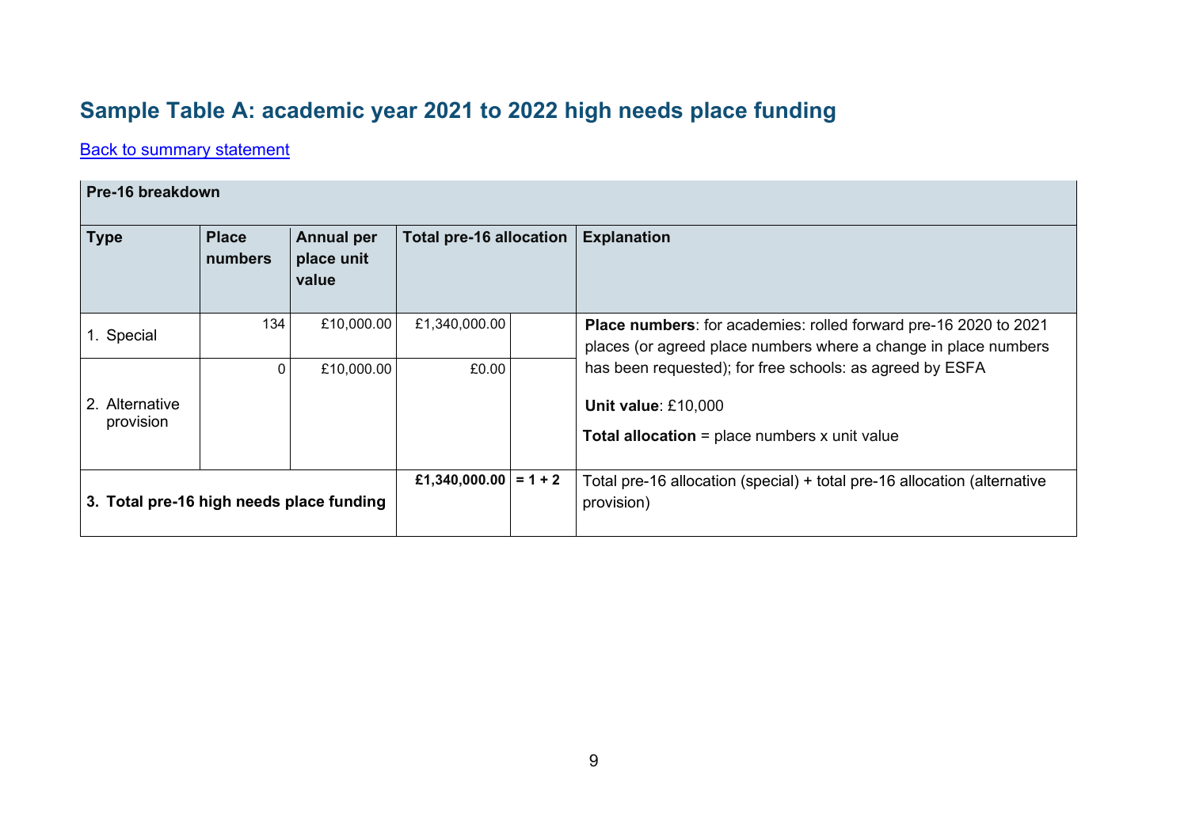## Sample Table A: academic year 2021 to 2022 high needs place funding

Back to summary statement

| Pre-16 breakdown | | | | | |
|---|---|---|---|---|---|
| **Type** | **Place numbers** | **Annual per place unit value** | **Total pre-16 allocation** | | **Explanation** |
| 1. Special | 134 | £10,000.00 | £1,340,000.00 | | **Place numbers**: for academies: rolled forward pre-16 2020 to 2021 places (or agreed place numbers where a change in place numbers has been requested); for free schools: as agreed by ESFA<br>**Unit value**: £10,000<br>**Total allocation** = place numbers x unit value |
| 2. Alternative provision | 0 | £10,000.00 | £0.00 | | |
| **3. Total pre-16 high needs place funding** | | | **£1,340,000.00** | **= 1 + 2** | Total pre-16 allocation (special) + total pre-16 allocation (alternative provision) |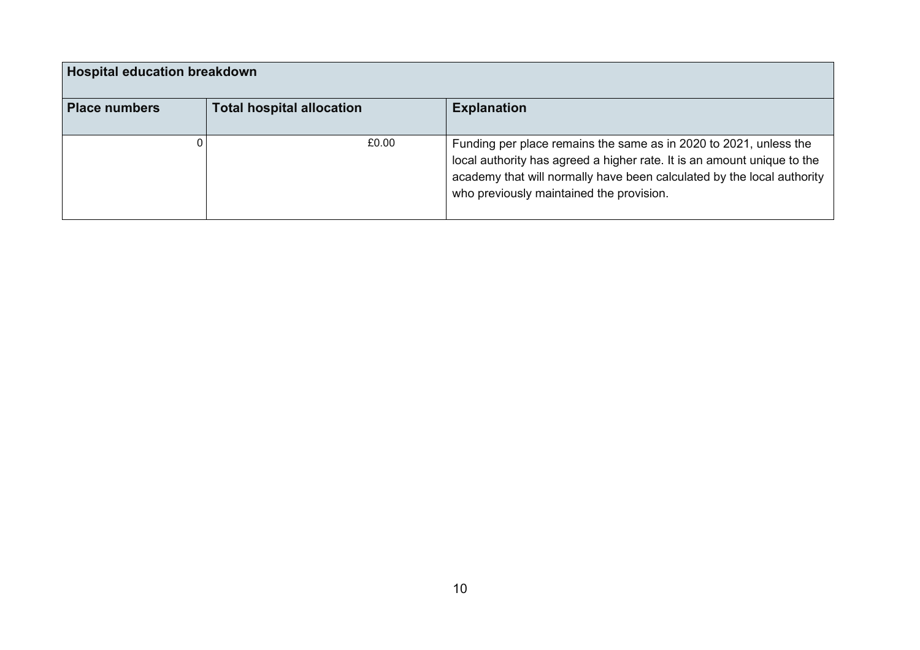| Hospital education breakdown | | |
|---|---|---|
| **Place numbers** | **Total hospital allocation** | **Explanation** |
| 0 | £0.00 | Funding per place remains the same as in 2020 to 2021, unless the local authority has agreed a higher rate. It is an amount unique to the academy that will normally have been calculated by the local authority who previously maintained the provision. |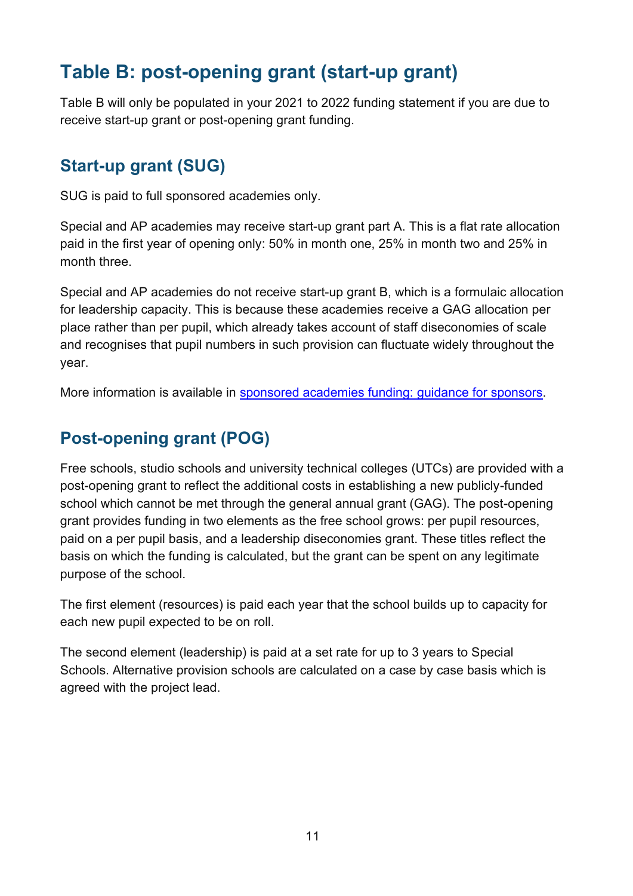# Table B: post-opening grant (start-up grant)

Table B will only be populated in your 2021 to 2022 funding statement if you are due to receive start-up grant or post-opening grant funding.

## Start-up grant (SUG)

SUG is paid to full sponsored academies only.

Special and AP academies may receive start-up grant part A. This is a flat rate allocation paid in the first year of opening only: 50% in month one, 25% in month two and 25% in month three.

Special and AP academies do not receive start-up grant B, which is a formulaic allocation for leadership capacity. This is because these academies receive a GAG allocation per place rather than per pupil, which already takes account of staff diseconomies of scale and recognises that pupil numbers in such provision can fluctuate widely throughout the year.

More information is available in [sponsored academies funding: guidance for sponsors](sponsored academies funding: guidance for sponsors).

## Post-opening grant (POG)

Free schools, studio schools and university technical colleges (UTCs) are provided with a post-opening grant to reflect the additional costs in establishing a new publicly-funded school which cannot be met through the general annual grant (GAG). The post-opening grant provides funding in two elements as the free school grows: per pupil resources, paid on a per pupil basis, and a leadership diseconomies grant. These titles reflect the basis on which the funding is calculated, but the grant can be spent on any legitimate purpose of the school.

The first element (resources) is paid each year that the school builds up to capacity for each new pupil expected to be on roll.

The second element (leadership) is paid at a set rate for up to 3 years to Special Schools. Alternative provision schools are calculated on a case by case basis which is agreed with the project lead.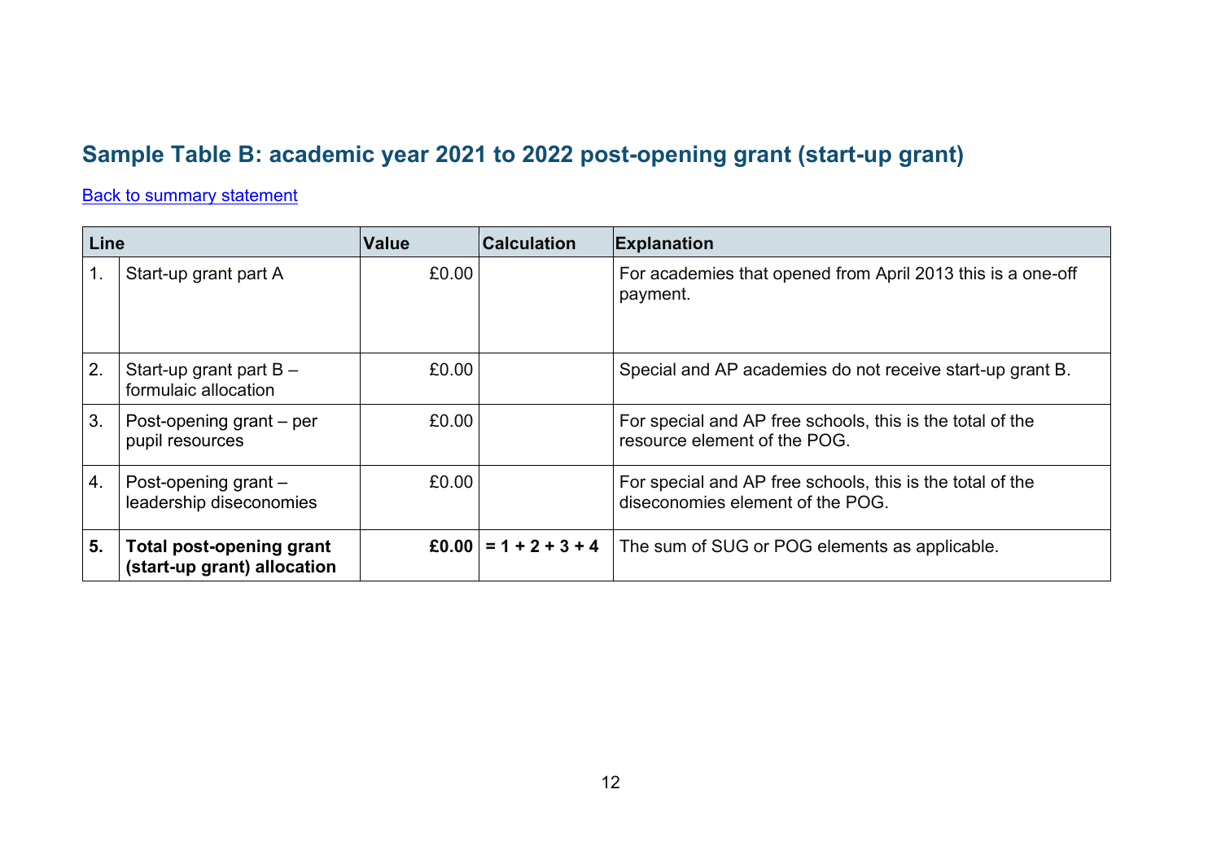## Sample Table B: academic year 2021 to 2022 post-opening grant (start-up grant)

[Back to summary statement]

| Line | | Value | Calculation | Explanation |
|---|---|---|---|---|
| 1. | Start-up grant part A | £0.00 | | For academies that opened from April 2013 this is a one-off payment. |
| 2. | Start-up grant part B – formulaic allocation | £0.00 | | Special and AP academies do not receive start-up grant B. |
| 3. | Post-opening grant – per pupil resources | £0.00 | | For special and AP free schools, this is the total of the resource element of the POG. |
| 4. | Post-opening grant – leadership diseconomies | £0.00 | | For special and AP free schools, this is the total of the diseconomies element of the POG. |
| **5.** | **Total post-opening grant (start-up grant) allocation** | **£0.00** | **= 1 + 2 + 3 + 4** | The sum of SUG or POG elements as applicable. |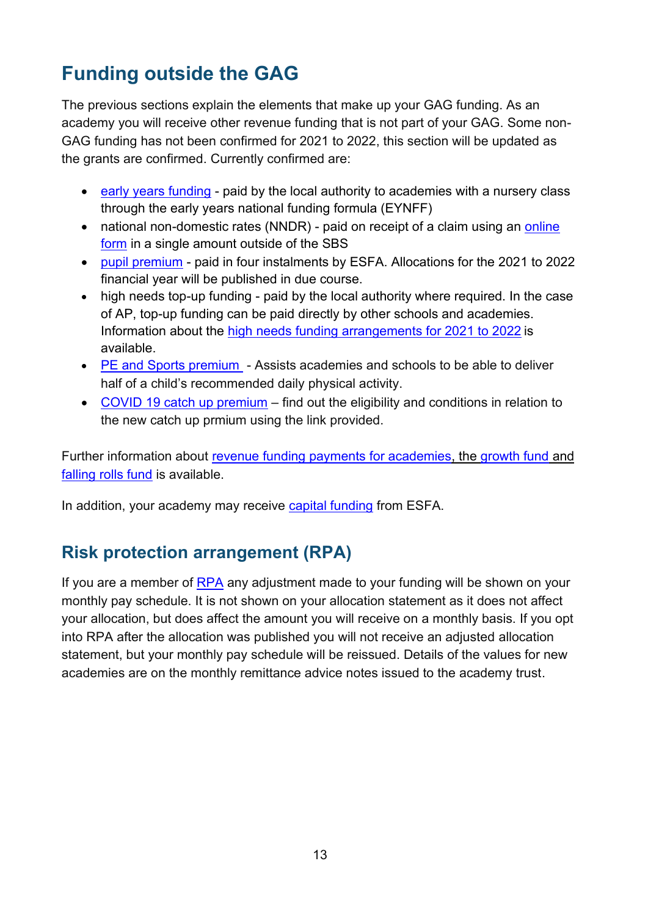## Funding outside the GAG

The previous sections explain the elements that make up your GAG funding. As an academy you will receive other revenue funding that is not part of your GAG. Some non-GAG funding has not been confirmed for 2021 to 2022, this section will be updated as the grants are confirmed. Currently confirmed are:

- early years funding - paid by the local authority to academies with a nursery class through the early years national funding formula (EYNFF)
- national non-domestic rates (NNDR) - paid on receipt of a claim using an online form in a single amount outside of the SBS
- pupil premium - paid in four instalments by ESFA. Allocations for the 2021 to 2022 financial year will be published in due course.
- high needs top-up funding - paid by the local authority where required. In the case of AP, top-up funding can be paid directly by other schools and academies. Information about the high needs funding arrangements for 2021 to 2022 is available.
- PE and Sports premium - Assists academies and schools to be able to deliver half of a child's recommended daily physical activity.
- COVID 19 catch up premium – find out the eligibility and conditions in relation to the new catch up prmium using the link provided.

Further information about revenue funding payments for academies, the growth fund and falling rolls fund is available.

In addition, your academy may receive capital funding from ESFA.

## Risk protection arrangement (RPA)

If you are a member of RPA any adjustment made to your funding will be shown on your monthly pay schedule. It is not shown on your allocation statement as it does not affect your allocation, but does affect the amount you will receive on a monthly basis. If you opt into RPA after the allocation was published you will not receive an adjusted allocation statement, but your monthly pay schedule will be reissued. Details of the values for new academies are on the monthly remittance advice notes issued to the academy trust.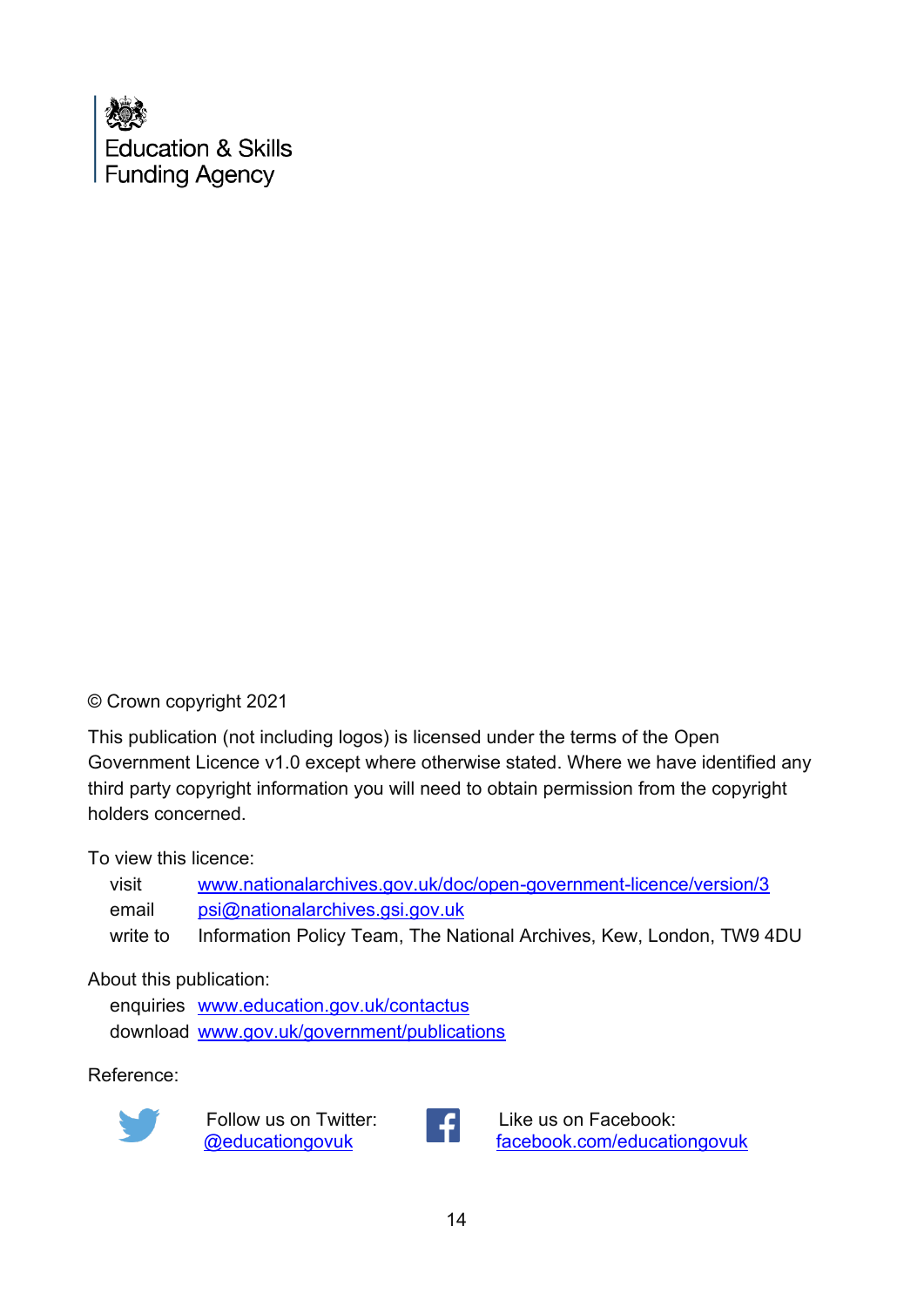Education & Skills Funding Agency

© Crown copyright 2021

This publication (not including logos) is licensed under the terms of the Open Government Licence v1.0 except where otherwise stated. Where we have identified any third party copyright information you will need to obtain permission from the copyright holders concerned.

To view this licence:

visit [www.nationalarchives.gov.uk/doc/open-government-licence/version/3](http://www.nationalarchives.gov.uk/doc/open-government-licence/version/3)
email [psi@nationalarchives.gsi.gov.uk](mailto:psi@nationalarchives.gsi.gov.uk)
write to Information Policy Team, The National Archives, Kew, London, TW9 4DU

About this publication:

enquiries [www.education.gov.uk/contactus](http://www.education.gov.uk/contactus)
download [www.gov.uk/government/publications](http://www.gov.uk/government/publications)

Reference:

Follow us on Twitter: [@educationgovuk](https://twitter.com/educationgovuk)

Like us on Facebook: [facebook.com/educationgovuk](https://facebook.com/educationgovuk)